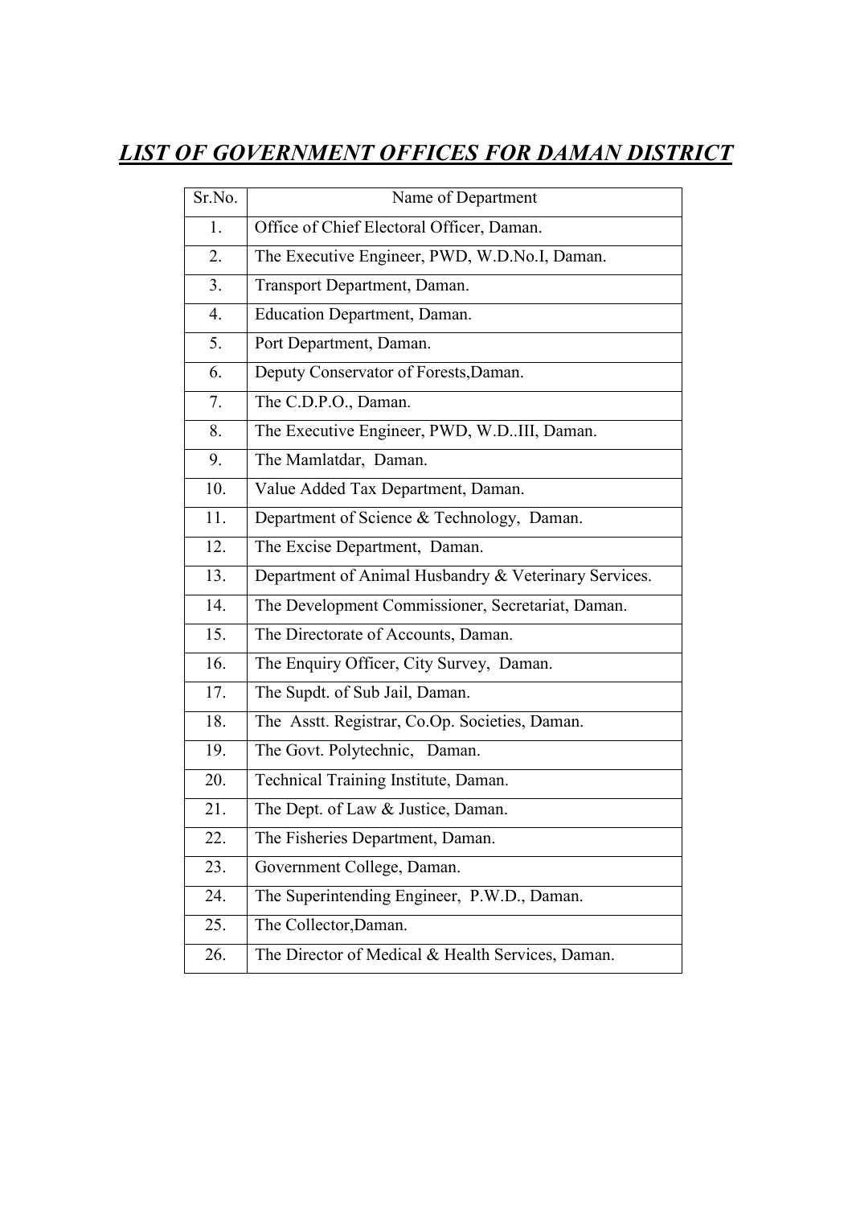# ***LIST OF GOVERNMENT OFFICES FOR DAMAN DISTRICT***

| Sr.No. | Name of Department |
|---|---|
| 1. | Office of Chief Electoral Officer, Daman. |
| 2. | The Executive Engineer, PWD, W.D.No.I, Daman. |
| 3. | Transport Department, Daman. |
| 4. | Education Department, Daman. |
| 5. | Port Department, Daman. |
| 6. | Deputy Conservator of Forests,Daman. |
| 7. | The C.D.P.O., Daman. |
| 8. | The Executive Engineer, PWD, W.D..III, Daman. |
| 9. | The Mamlatdar, Daman. |
| 10. | Value Added Tax Department, Daman. |
| 11. | Department of Science & Technology, Daman. |
| 12. | The Excise Department, Daman. |
| 13. | Department of Animal Husbandry & Veterinary Services. |
| 14. | The Development Commissioner, Secretariat, Daman. |
| 15. | The Directorate of Accounts, Daman. |
| 16. | The Enquiry Officer, City Survey, Daman. |
| 17. | The Supdt. of Sub Jail, Daman. |
| 18. | The Asstt. Registrar, Co.Op. Societies, Daman. |
| 19. | The Govt. Polytechnic, Daman. |
| 20. | Technical Training Institute, Daman. |
| 21. | The Dept. of Law & Justice, Daman. |
| 22. | The Fisheries Department, Daman. |
| 23. | Government College, Daman. |
| 24. | The Superintending Engineer, P.W.D., Daman. |
| 25. | The Collector,Daman. |
| 26. | The Director of Medical & Health Services, Daman. |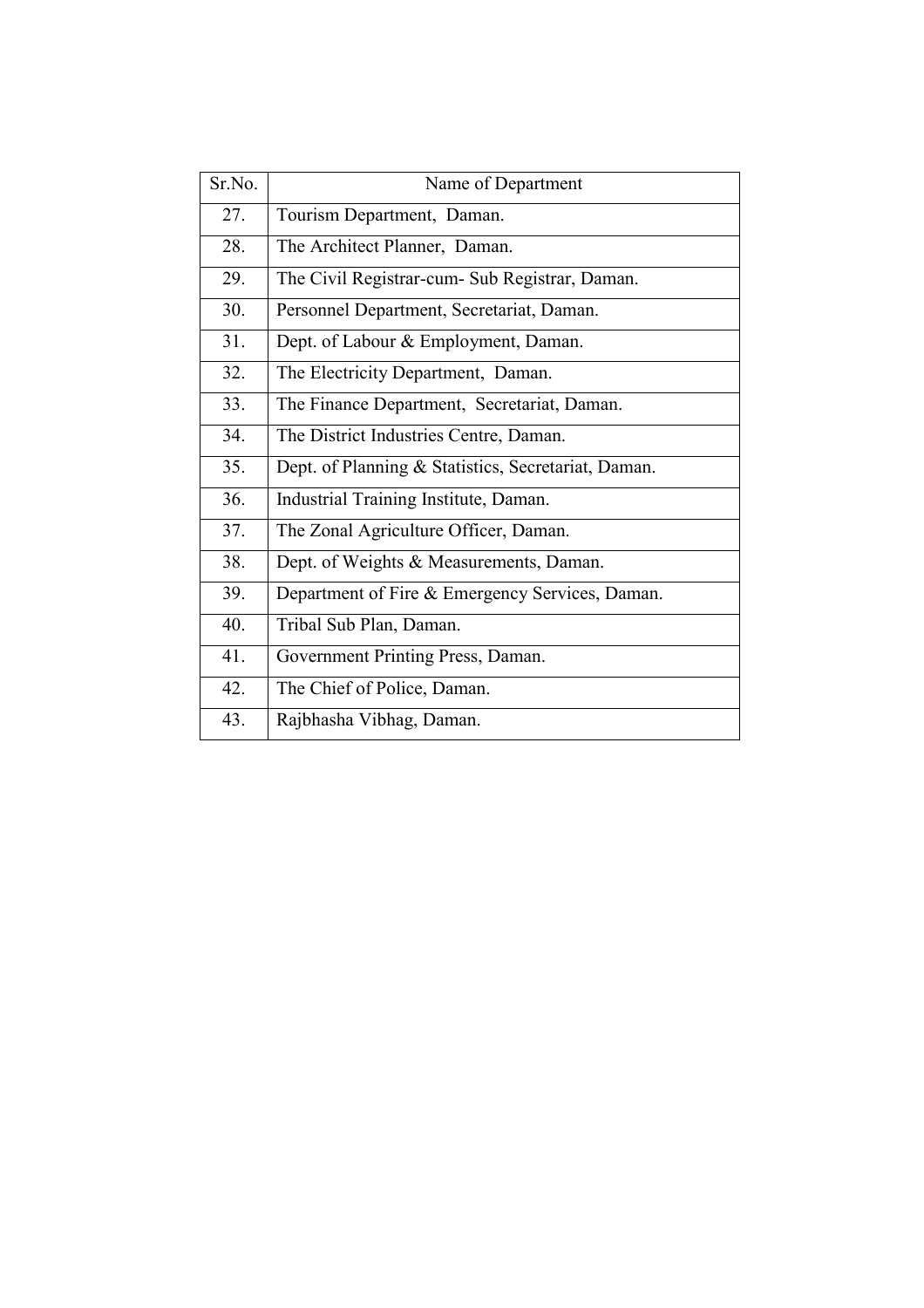| Sr.No. | Name of Department |
| --- | --- |
| 27. | Tourism Department, Daman. |
| 28. | The Architect Planner, Daman. |
| 29. | The Civil Registrar-cum- Sub Registrar, Daman. |
| 30. | Personnel Department, Secretariat, Daman. |
| 31. | Dept. of Labour & Employment, Daman. |
| 32. | The Electricity Department, Daman. |
| 33. | The Finance Department, Secretariat, Daman. |
| 34. | The District Industries Centre, Daman. |
| 35. | Dept. of Planning & Statistics, Secretariat, Daman. |
| 36. | Industrial Training Institute, Daman. |
| 37. | The Zonal Agriculture Officer, Daman. |
| 38. | Dept. of Weights & Measurements, Daman. |
| 39. | Department of Fire & Emergency Services, Daman. |
| 40. | Tribal Sub Plan, Daman. |
| 41. | Government Printing Press, Daman. |
| 42. | The Chief of Police, Daman. |
| 43. | Rajbhasha Vibhag, Daman. |